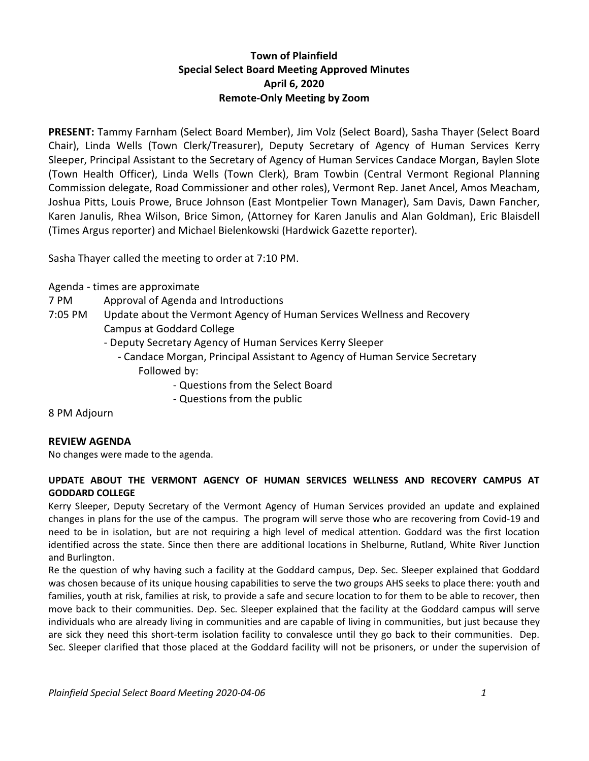# Town of Plainfield
## Special Select Board Meeting Approved Minutes
### April 6, 2020
### Remote-Only Meeting by Zoom

**PRESENT:** Tammy Farnham (Select Board Member), Jim Volz (Select Board), Sasha Thayer (Select Board Chair), Linda Wells (Town Clerk/Treasurer), Deputy Secretary of Agency of Human Services Kerry Sleeper, Principal Assistant to the Secretary of Agency of Human Services Candace Morgan, Baylen Slote (Town Health Officer), Linda Wells (Town Clerk), Bram Towbin (Central Vermont Regional Planning Commission delegate, Road Commissioner and other roles), Vermont Rep. Janet Ancel, Amos Meacham, Joshua Pitts, Louis Prowe, Bruce Johnson (East Montpelier Town Manager), Sam Davis, Dawn Fancher, Karen Janulis, Rhea Wilson, Brice Simon, (Attorney for Karen Janulis and Alan Goldman), Eric Blaisdell (Times Argus reporter) and Michael Bielenkowski (Hardwick Gazette reporter).

Sasha Thayer called the meeting to order at 7:10 PM.

Agenda - times are approximate

7 PM Approval of Agenda and Introductions

7:05 PM Update about the Vermont Agency of Human Services Wellness and Recovery Campus at Goddard College
- Deputy Secretary Agency of Human Services Kerry Sleeper
  - Candace Morgan, Principal Assistant to Agency of Human Service Secretary

  Followed by:
  - Questions from the Select Board
  - Questions from the public

8 PM Adjourn

**REVIEW AGENDA**

No changes were made to the agenda.

**UPDATE ABOUT THE VERMONT AGENCY OF HUMAN SERVICES WELLNESS AND RECOVERY CAMPUS AT GODDARD COLLEGE**

Kerry Sleeper, Deputy Secretary of the Vermont Agency of Human Services provided an update and explained changes in plans for the use of the campus. The program will serve those who are recovering from Covid-19 and need to be in isolation, but are not requiring a high level of medical attention. Goddard was the first location identified across the state. Since then there are additional locations in Shelburne, Rutland, White River Junction and Burlington.

Re the question of why having such a facility at the Goddard campus, Dep. Sec. Sleeper explained that Goddard was chosen because of its unique housing capabilities to serve the two groups AHS seeks to place there: youth and families, youth at risk, families at risk, to provide a safe and secure location to for them to be able to recover, then move back to their communities. Dep. Sec. Sleeper explained that the facility at the Goddard campus will serve individuals who are already living in communities and are capable of living in communities, but just because they are sick they need this short-term isolation facility to convalesce until they go back to their communities. Dep. Sec. Sleeper clarified that those placed at the Goddard facility will not be prisoners, or under the supervision of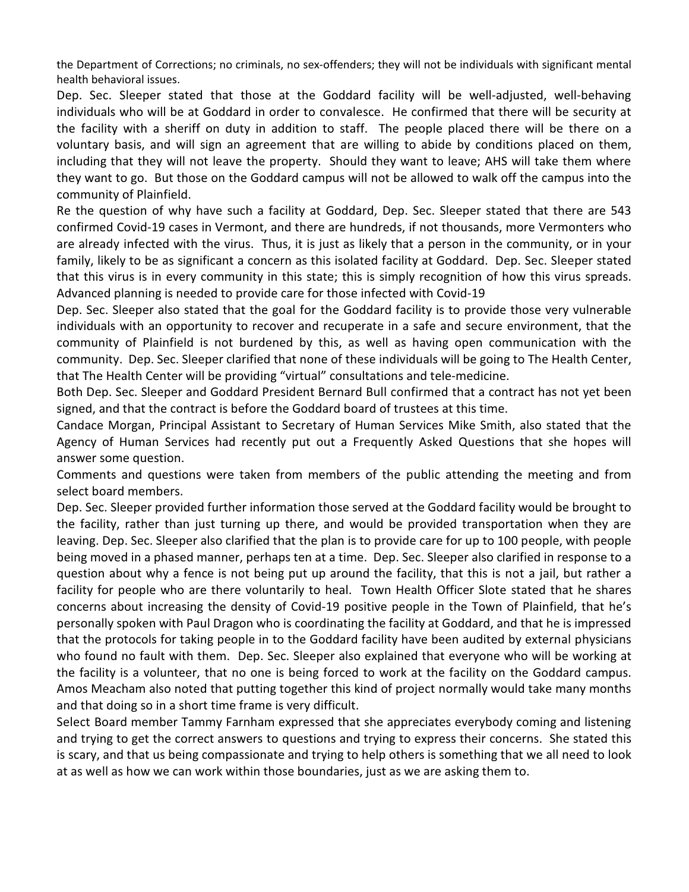the Department of Corrections; no criminals, no sex-offenders; they will not be individuals with significant mental health behavioral issues.

Dep. Sec. Sleeper stated that those at the Goddard facility will be well-adjusted, well-behaving individuals who will be at Goddard in order to convalesce. He confirmed that there will be security at the facility with a sheriff on duty in addition to staff. The people placed there will be there on a voluntary basis, and will sign an agreement that are willing to abide by conditions placed on them, including that they will not leave the property. Should they want to leave; AHS will take them where they want to go. But those on the Goddard campus will not be allowed to walk off the campus into the community of Plainfield.

Re the question of why have such a facility at Goddard, Dep. Sec. Sleeper stated that there are 543 confirmed Covid-19 cases in Vermont, and there are hundreds, if not thousands, more Vermonters who are already infected with the virus. Thus, it is just as likely that a person in the community, or in your family, likely to be as significant a concern as this isolated facility at Goddard. Dep. Sec. Sleeper stated that this virus is in every community in this state; this is simply recognition of how this virus spreads. Advanced planning is needed to provide care for those infected with Covid-19

Dep. Sec. Sleeper also stated that the goal for the Goddard facility is to provide those very vulnerable individuals with an opportunity to recover and recuperate in a safe and secure environment, that the community of Plainfield is not burdened by this, as well as having open communication with the community. Dep. Sec. Sleeper clarified that none of these individuals will be going to The Health Center, that The Health Center will be providing "virtual" consultations and tele-medicine.

Both Dep. Sec. Sleeper and Goddard President Bernard Bull confirmed that a contract has not yet been signed, and that the contract is before the Goddard board of trustees at this time.

Candace Morgan, Principal Assistant to Secretary of Human Services Mike Smith, also stated that the Agency of Human Services had recently put out a Frequently Asked Questions that she hopes will answer some question.

Comments and questions were taken from members of the public attending the meeting and from select board members.

Dep. Sec. Sleeper provided further information those served at the Goddard facility would be brought to the facility, rather than just turning up there, and would be provided transportation when they are leaving. Dep. Sec. Sleeper also clarified that the plan is to provide care for up to 100 people, with people being moved in a phased manner, perhaps ten at a time. Dep. Sec. Sleeper also clarified in response to a question about why a fence is not being put up around the facility, that this is not a jail, but rather a facility for people who are there voluntarily to heal. Town Health Officer Slote stated that he shares concerns about increasing the density of Covid-19 positive people in the Town of Plainfield, that he's personally spoken with Paul Dragon who is coordinating the facility at Goddard, and that he is impressed that the protocols for taking people in to the Goddard facility have been audited by external physicians who found no fault with them. Dep. Sec. Sleeper also explained that everyone who will be working at the facility is a volunteer, that no one is being forced to work at the facility on the Goddard campus. Amos Meacham also noted that putting together this kind of project normally would take many months and that doing so in a short time frame is very difficult.

Select Board member Tammy Farnham expressed that she appreciates everybody coming and listening and trying to get the correct answers to questions and trying to express their concerns. She stated this is scary, and that us being compassionate and trying to help others is something that we all need to look at as well as how we can work within those boundaries, just as we are asking them to.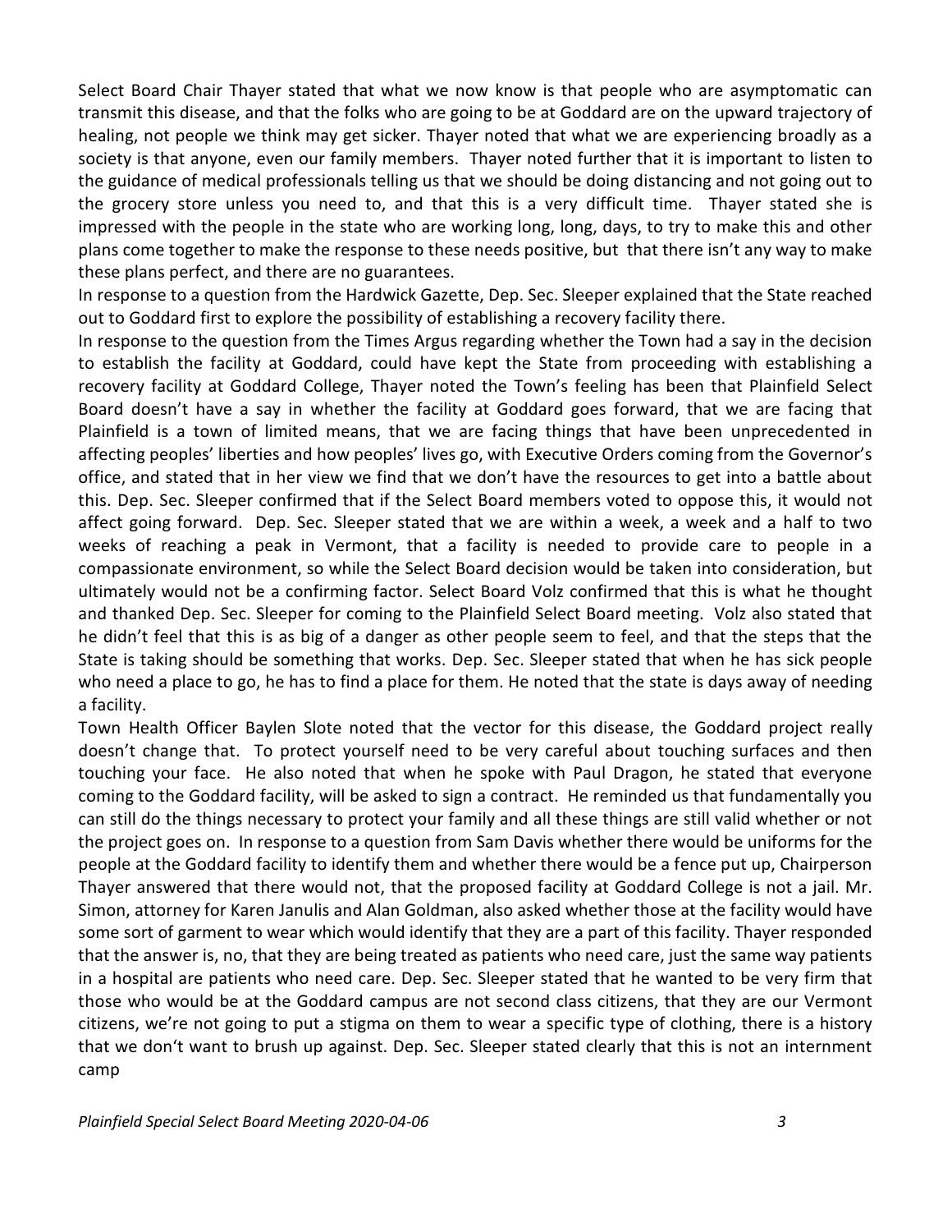Select Board Chair Thayer stated that what we now know is that people who are asymptomatic can transmit this disease, and that the folks who are going to be at Goddard are on the upward trajectory of healing, not people we think may get sicker. Thayer noted that what we are experiencing broadly as a society is that anyone, even our family members. Thayer noted further that it is important to listen to the guidance of medical professionals telling us that we should be doing distancing and not going out to the grocery store unless you need to, and that this is a very difficult time. Thayer stated she is impressed with the people in the state who are working long, long, days, to try to make this and other plans come together to make the response to these needs positive, but that there isn't any way to make these plans perfect, and there are no guarantees.

In response to a question from the Hardwick Gazette, Dep. Sec. Sleeper explained that the State reached out to Goddard first to explore the possibility of establishing a recovery facility there.

In response to the question from the Times Argus regarding whether the Town had a say in the decision to establish the facility at Goddard, could have kept the State from proceeding with establishing a recovery facility at Goddard College, Thayer noted the Town's feeling has been that Plainfield Select Board doesn't have a say in whether the facility at Goddard goes forward, that we are facing that Plainfield is a town of limited means, that we are facing things that have been unprecedented in affecting peoples' liberties and how peoples' lives go, with Executive Orders coming from the Governor's office, and stated that in her view we find that we don't have the resources to get into a battle about this. Dep. Sec. Sleeper confirmed that if the Select Board members voted to oppose this, it would not affect going forward. Dep. Sec. Sleeper stated that we are within a week, a week and a half to two weeks of reaching a peak in Vermont, that a facility is needed to provide care to people in a compassionate environment, so while the Select Board decision would be taken into consideration, but ultimately would not be a confirming factor. Select Board Volz confirmed that this is what he thought and thanked Dep. Sec. Sleeper for coming to the Plainfield Select Board meeting. Volz also stated that he didn't feel that this is as big of a danger as other people seem to feel, and that the steps that the State is taking should be something that works. Dep. Sec. Sleeper stated that when he has sick people who need a place to go, he has to find a place for them. He noted that the state is days away of needing a facility.

Town Health Officer Baylen Slote noted that the vector for this disease, the Goddard project really doesn't change that. To protect yourself need to be very careful about touching surfaces and then touching your face. He also noted that when he spoke with Paul Dragon, he stated that everyone coming to the Goddard facility, will be asked to sign a contract. He reminded us that fundamentally you can still do the things necessary to protect your family and all these things are still valid whether or not the project goes on. In response to a question from Sam Davis whether there would be uniforms for the people at the Goddard facility to identify them and whether there would be a fence put up, Chairperson Thayer answered that there would not, that the proposed facility at Goddard College is not a jail. Mr. Simon, attorney for Karen Janulis and Alan Goldman, also asked whether those at the facility would have some sort of garment to wear which would identify that they are a part of this facility. Thayer responded that the answer is, no, that they are being treated as patients who need care, just the same way patients in a hospital are patients who need care. Dep. Sec. Sleeper stated that he wanted to be very firm that those who would be at the Goddard campus are not second class citizens, that they are our Vermont citizens, we're not going to put a stigma on them to wear a specific type of clothing, there is a history that we don't want to brush up against. Dep. Sec. Sleeper stated clearly that this is not an internment camp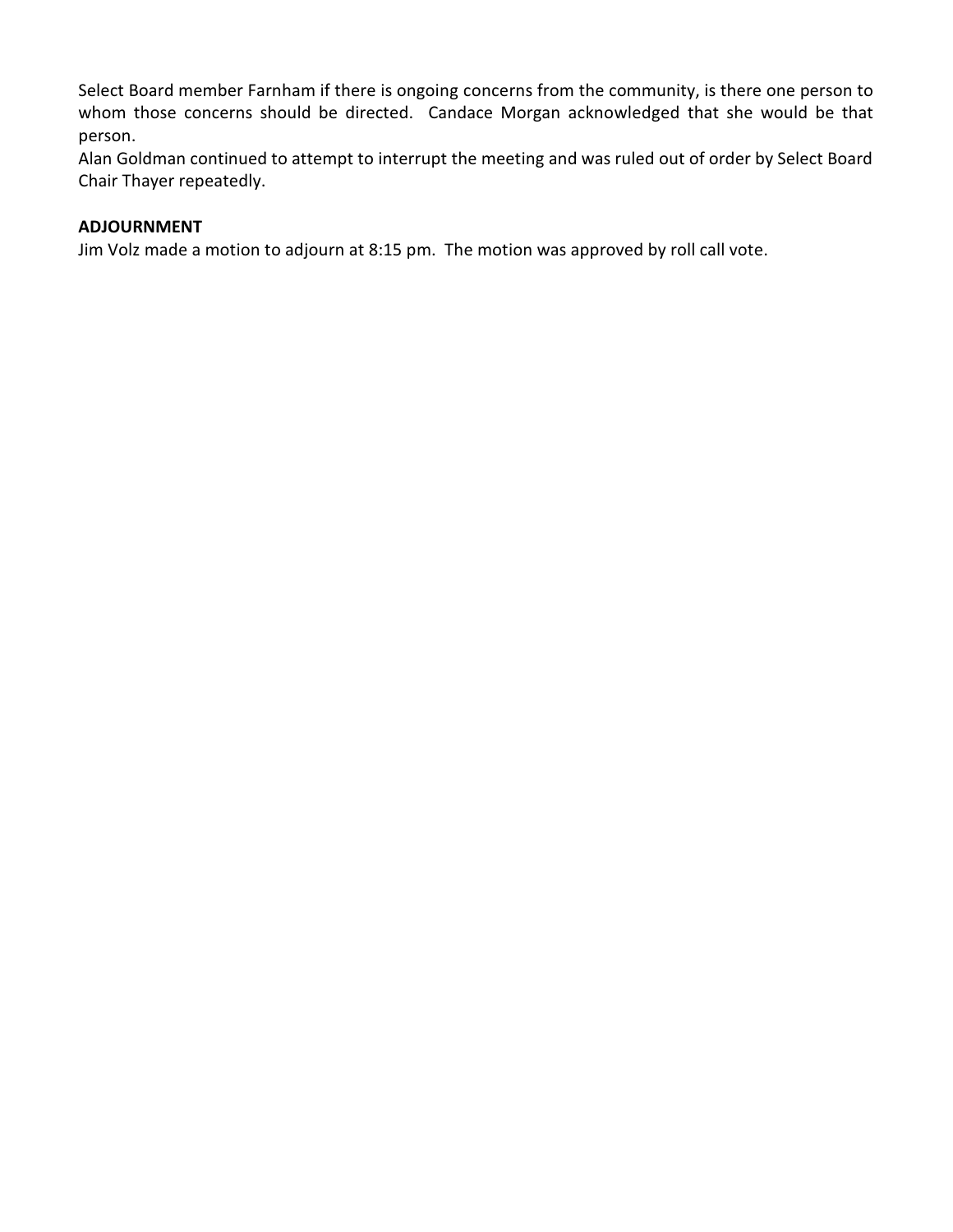Select Board member Farnham if there is ongoing concerns from the community, is there one person to whom those concerns should be directed. Candace Morgan acknowledged that she would be that person.

Alan Goldman continued to attempt to interrupt the meeting and was ruled out of order by Select Board Chair Thayer repeatedly.

**ADJOURNMENT**

Jim Volz made a motion to adjourn at 8:15 pm. The motion was approved by roll call vote.